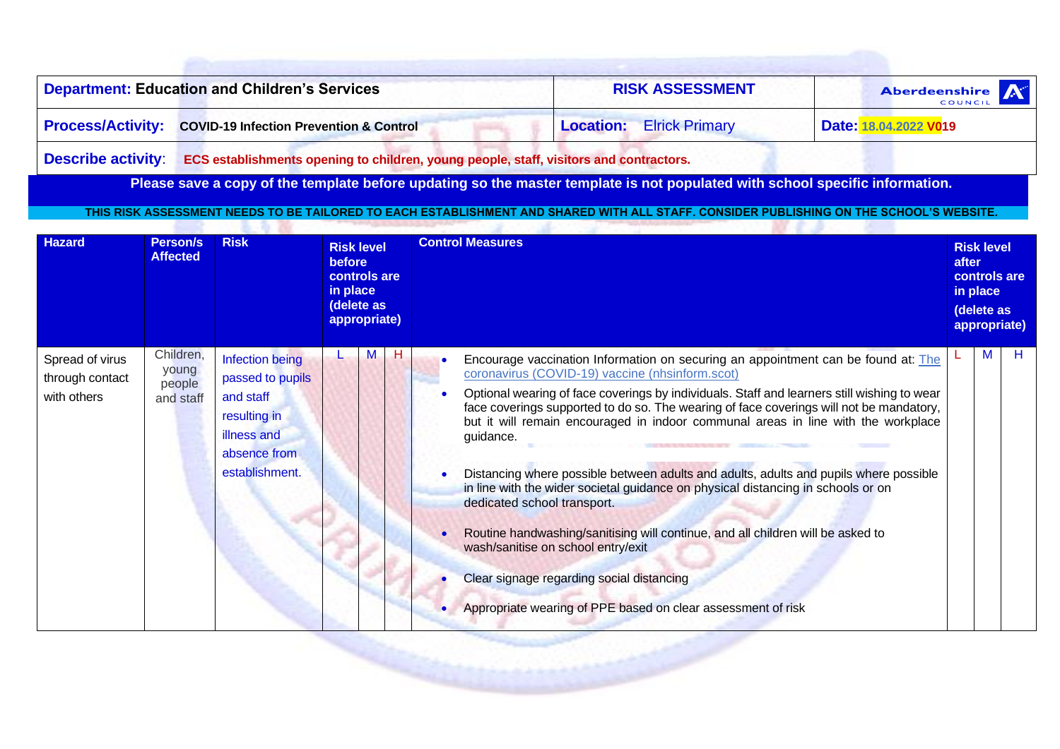| **Department:** Education and Children's Services | **RISK ASSESSMENT** | Aberdeenshire COUNCIL |
|---|---|---|
| **Process/Activity:** COVID-19 Infection Prevention & Control | **Location:** Elrick Primary | **Date:** 18.04.2022 V019 |

**Describe activity:** ECS establishments opening to children, young people, staff, visitors and contractors.

**Please save a copy of the template before updating so the master template is not populated with school specific information.**

**THIS RISK ASSESSMENT NEEDS TO BE TAILORED TO EACH ESTABLISHMENT AND SHARED WITH ALL STAFF. CONSIDER PUBLISHING ON THE SCHOOL'S WEBSITE.**

| Hazard | Person/s Affected | Risk | Risk level before controls are in place (delete as appropriate) | | | Control Measures | Risk level after controls are in place (delete as appropriate) | | |
|---|---|---|---|---|---|---|---|---|---|
| Spread of virus through contact with others | Children, young people and staff | Infection being passed to pupils and staff resulting in illness and absence from establishment. | L | M | H | • Encourage vaccination Information on securing an appointment can be found at: [The coronavirus (COVID-19) vaccine (nhsinform.scot)]<br>• Optional wearing of face coverings by individuals. Staff and learners still wishing to wear face coverings supported to do so. The wearing of face coverings will not be mandatory, but it will remain encouraged in indoor communal areas in line with the workplace guidance.<br>• Distancing where possible between adults and adults, adults and pupils where possible in line with the wider societal guidance on physical distancing in schools or on dedicated school transport.<br>• Routine handwashing/sanitising will continue, and all children will be asked to wash/sanitise on school entry/exit<br>• Clear signage regarding social distancing<br>• Appropriate wearing of PPE based on clear assessment of risk | L | M | H |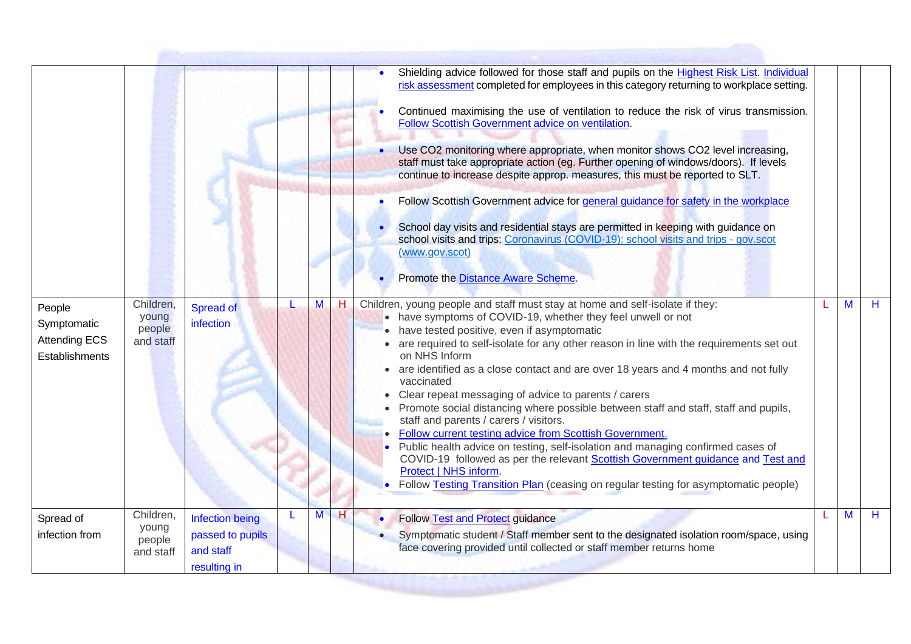| | | | | | | | | | |
|---|---|---|---|---|---|---|---|---|---|
| | | | | | | • Shielding advice followed for those staff and pupils on the Highest Risk List. Individual risk assessment completed for employees in this category returning to workplace setting.<br><br>• Continued maximising the use of ventilation to reduce the risk of virus transmission. Follow Scottish Government advice on ventilation.<br><br>• Use CO2 monitoring where appropriate, when monitor shows CO2 level increasing, staff must take appropriate action (eg. Further opening of windows/doors). If levels continue to increase despite approp. measures, this must be reported to SLT.<br><br>• Follow Scottish Government advice for general guidance for safety in the workplace<br><br>• School day visits and residential stays are permitted in keeping with guidance on school visits and trips: Coronavirus (COVID-19): school visits and trips - gov.scot (www.gov.scot)<br><br>• Promote the Distance Aware Scheme. | | | |
| People Symptomatic Attending ECS Establishments | Children, young people and staff | Spread of infection | L | M | H | Children, young people and staff must stay at home and self-isolate if they:<br>• have symptoms of COVID-19, whether they feel unwell or not<br>• have tested positive, even if asymptomatic<br>• are required to self-isolate for any other reason in line with the requirements set out on NHS Inform<br>• are identified as a close contact and are over 18 years and 4 months and not fully vaccinated<br>• Clear repeat messaging of advice to parents / carers<br>• Promote social distancing where possible between staff and staff, staff and pupils, staff and parents / carers / visitors.<br>• Follow current testing advice from Scottish Government.<br>• Public health advice on testing, self-isolation and managing confirmed cases of COVID-19 followed as per the relevant Scottish Government guidance and Test and Protect \| NHS inform.<br>• Follow Testing Transition Plan (ceasing on regular testing for asymptomatic people) | L | M | H |
| Spread of infection from | Children, young people and staff | Infection being passed to pupils and staff resulting in | L | M | H | • Follow Test and Protect guidance<br>• Symptomatic student / Staff member sent to the designated isolation room/space, using face covering provided until collected or staff member returns home | L | M | H |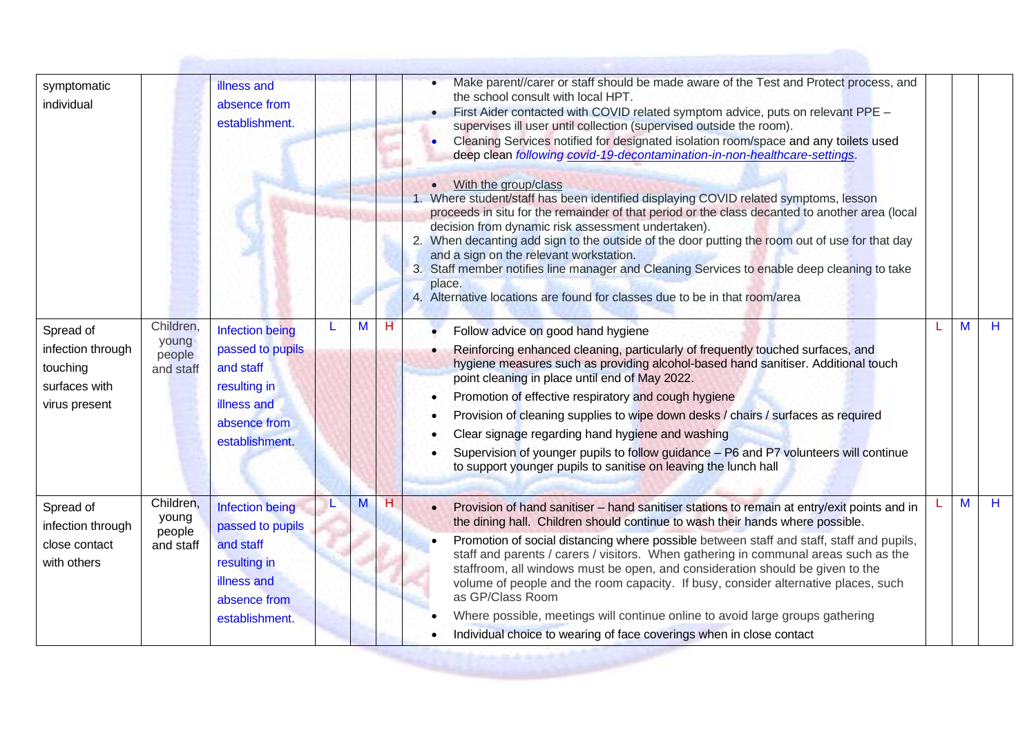| | | | | | | | | | |
|---|---|---|---|---|---|---|---|---|---|
| symptomatic individual | | illness and absence from establishment. | | | | • Make parent//carer or staff should be made aware of the Test and Protect process, and the school consult with local HPT.<br>• First Aider contacted with COVID related symptom advice, puts on relevant PPE – supervises ill user until collection (supervised outside the room).<br>• Cleaning Services notified for designated isolation room/space and any toilets used deep clean *following covid-19-decontamination-in-non-healthcare-settings*.<br><br>• With the group/class<br>1. Where student/staff has been identified displaying COVID related symptoms, lesson proceeds in situ for the remainder of that period or the class decanted to another area (local decision from dynamic risk assessment undertaken).<br>2. When decanting add sign to the outside of the door putting the room out of use for that day and a sign on the relevant workstation.<br>3. Staff member notifies line manager and Cleaning Services to enable deep cleaning to take place.<br>4. Alternative locations are found for classes due to be in that room/area | | | |
| Spread of infection through touching surfaces with virus present | Children, young people and staff | Infection being passed to pupils and staff resulting in illness and absence from establishment. | L | M | H | • Follow advice on good hand hygiene<br>• Reinforcing enhanced cleaning, particularly of frequently touched surfaces, and hygiene measures such as providing alcohol-based hand sanitiser. Additional touch point cleaning in place until end of May 2022.<br>• Promotion of effective respiratory and cough hygiene<br>• Provision of cleaning supplies to wipe down desks / chairs / surfaces as required<br>• Clear signage regarding hand hygiene and washing<br>• Supervision of younger pupils to follow guidance – P6 and P7 volunteers will continue to support younger pupils to sanitise on leaving the lunch hall | L | M | H |
| Spread of infection through close contact with others | Children, young people and staff | Infection being passed to pupils and staff resulting in illness and absence from establishment. | L | M | H | • Provision of hand sanitiser – hand sanitiser stations to remain at entry/exit points and in the dining hall. Children should continue to wash their hands where possible.<br>• Promotion of social distancing where possible between staff and staff, staff and pupils, staff and parents / carers / visitors. When gathering in communal areas such as the staffroom, all windows must be open, and consideration should be given to the volume of people and the room capacity. If busy, consider alternative places, such as GP/Class Room<br>• Where possible, meetings will continue online to avoid large groups gathering<br>• Individual choice to wearing of face coverings when in close contact | L | M | H |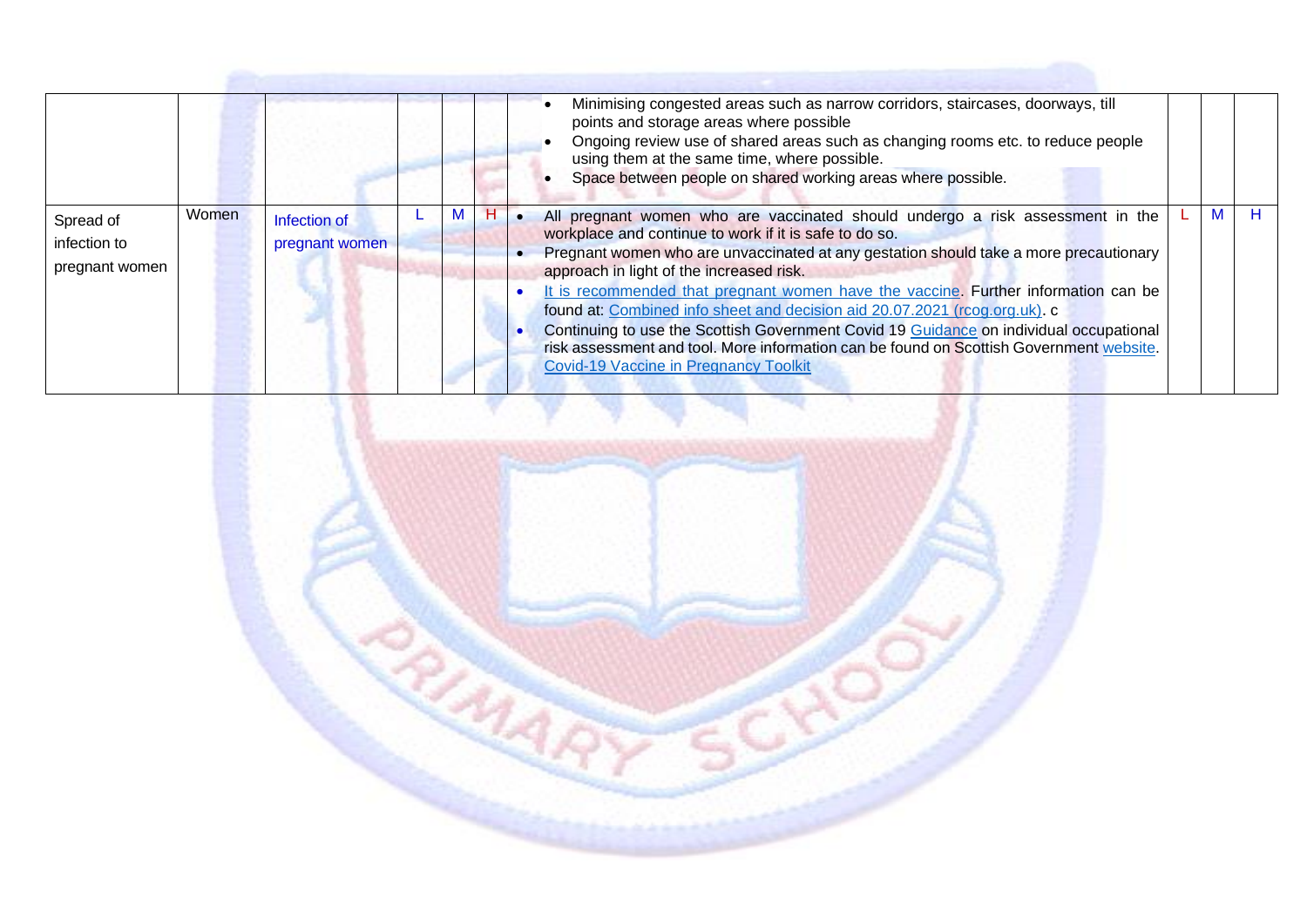| | | | | | | | | | |
|---|---|---|---|---|---|---|---|---|---|
| | | | | | | • Minimising congested areas such as narrow corridors, staircases, doorways, till points and storage areas where possible<br>• Ongoing review use of shared areas such as changing rooms etc. to reduce people using them at the same time, where possible.<br>• Space between people on shared working areas where possible. | | | |
| Spread of infection to pregnant women | Women | Infection of pregnant women | L | M | H | • All pregnant women who are vaccinated should undergo a risk assessment in the workplace and continue to work if it is safe to do so.<br>• Pregnant women who are unvaccinated at any gestation should take a more precautionary approach in light of the increased risk.<br>• It is recommended that pregnant women have the vaccine. Further information can be found at: Combined info sheet and decision aid 20.07.2021 (rcog.org.uk). c<br>• Continuing to use the Scottish Government Covid 19 Guidance on individual occupational risk assessment and tool. More information can be found on Scottish Government website. Covid-19 Vaccine in Pregnancy Toolkit | L | M | H |